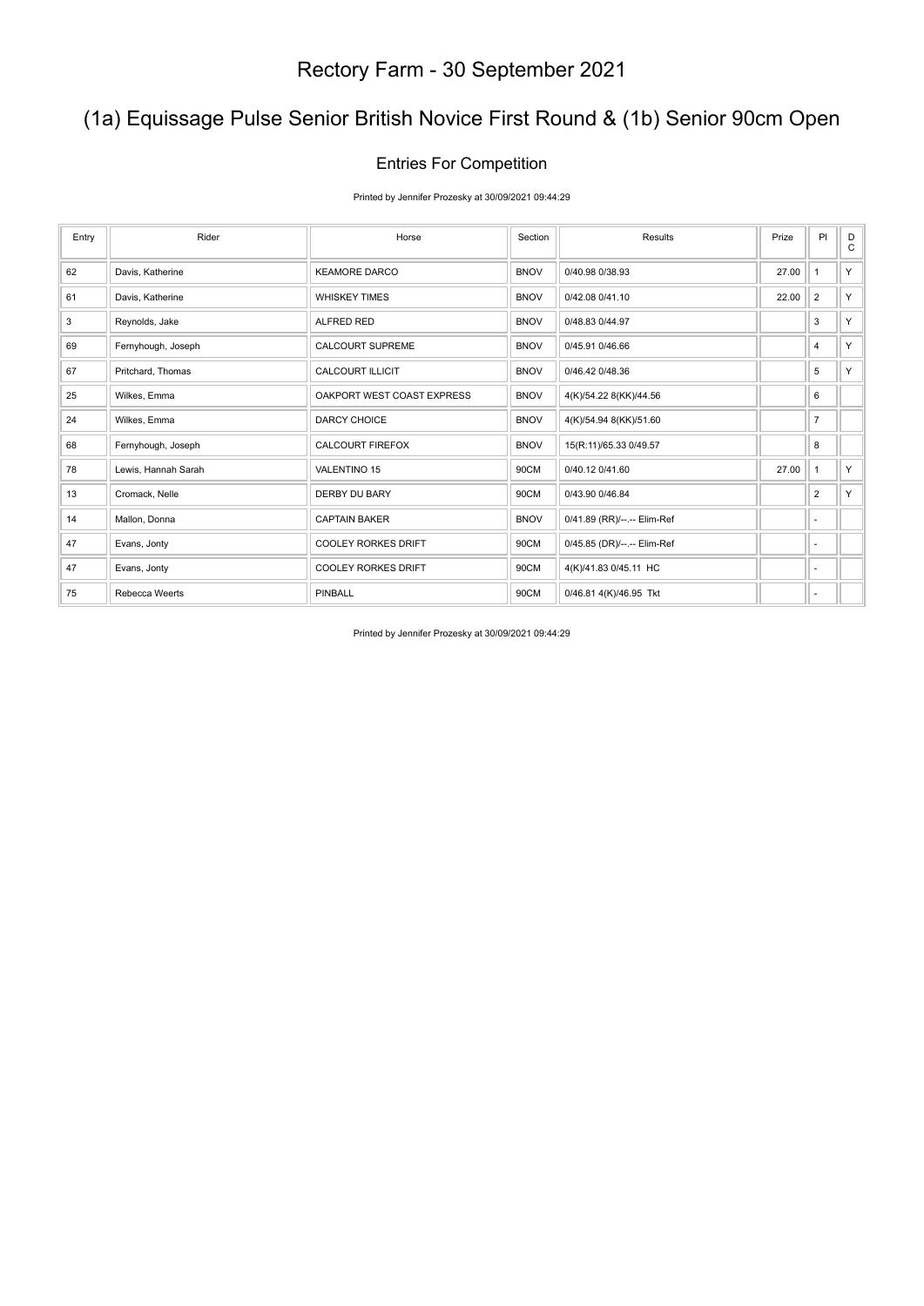# Rectory Farm - 30 September 2021

## (1a) Equissage Pulse Senior British Novice First Round & (1b) Senior 90cm Open

### Entries For Competition

Printed by Jennifer Prozesky at 30/09/2021 09:44:29

| Entry | Rider | Horse | Section | Results | Prize | Pl | DC |
|---|---|---|---|---|---|---|---|
| 62 | Davis, Katherine | KEAMORE DARCO | BNOV | 0/40.98 0/38.93 | 27.00 | 1 | Y |
| 61 | Davis, Katherine | WHISKEY TIMES | BNOV | 0/42.08 0/41.10 | 22.00 | 2 | Y |
| 3 | Reynolds, Jake | ALFRED RED | BNOV | 0/48.83 0/44.97 | | 3 | Y |
| 69 | Fernyhough, Joseph | CALCOURT SUPREME | BNOV | 0/45.91 0/46.66 | | 4 | Y |
| 67 | Pritchard, Thomas | CALCOURT ILLICIT | BNOV | 0/46.42 0/48.36 | | 5 | Y |
| 25 | Wilkes, Emma | OAKPORT WEST COAST EXPRESS | BNOV | 4(K)/54.22 8(KK)/44.56 | | 6 | |
| 24 | Wilkes, Emma | DARCY CHOICE | BNOV | 4(K)/54.94 8(KK)/51.60 | | 7 | |
| 68 | Fernyhough, Joseph | CALCOURT FIREFOX | BNOV | 15(R:11)/65.33 0/49.57 | | 8 | |
| 78 | Lewis, Hannah Sarah | VALENTINO 15 | 90CM | 0/40.12 0/41.60 | 27.00 | 1 | Y |
| 13 | Cromack, Nelle | DERBY DU BARY | 90CM | 0/43.90 0/46.84 | | 2 | Y |
| 14 | Mallon, Donna | CAPTAIN BAKER | BNOV | 0/41.89 (RR)/--.-- Elim-Ref | | - | |
| 47 | Evans, Jonty | COOLEY RORKES DRIFT | 90CM | 0/45.85 (DR)/--.-- Elim-Ref | | - | |
| 47 | Evans, Jonty | COOLEY RORKES DRIFT | 90CM | 4(K)/41.83 0/45.11 HC | | - | |
| 75 | Rebecca Weerts | PINBALL | 90CM | 0/46.81 4(K)/46.95 Tkt | | - | |

Printed by Jennifer Prozesky at 30/09/2021 09:44:29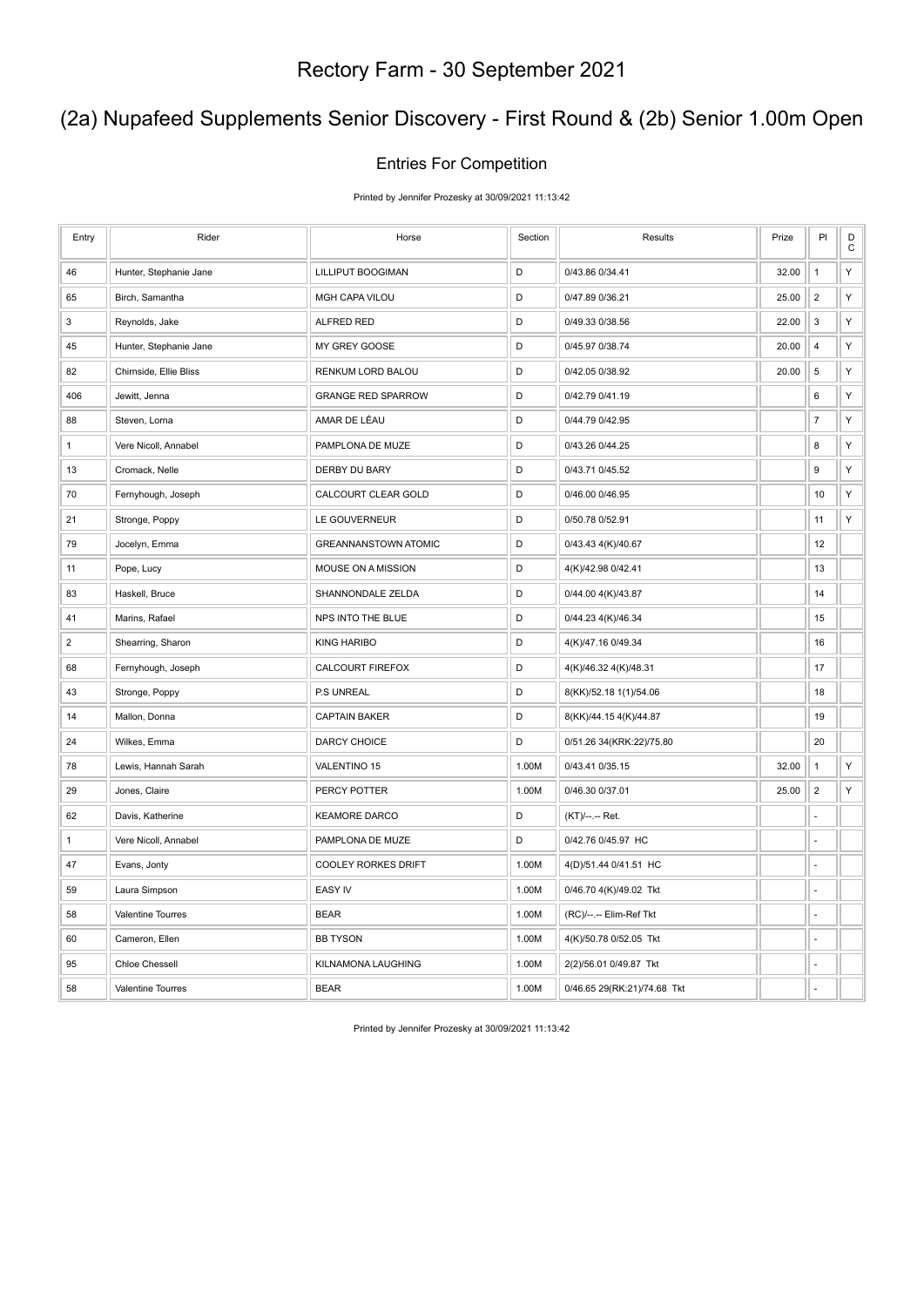# Rectory Farm - 30 September 2021

## (2a) Nupafeed Supplements Senior Discovery - First Round & (2b) Senior 1.00m Open

### Entries For Competition

Printed by Jennifer Prozesky at 30/09/2021 11:13:42

| Entry | Rider | Horse | Section | Results | Prize | Pl | DC |
|---|---|---|---|---|---|---|---|
| 46 | Hunter, Stephanie Jane | LILLIPUT BOOGIMAN | D | 0/43.86 0/34.41 | 32.00 | 1 | Y |
| 65 | Birch, Samantha | MGH CAPA VILOU | D | 0/47.89 0/36.21 | 25.00 | 2 | Y |
| 3 | Reynolds, Jake | ALFRED RED | D | 0/49.33 0/38.56 | 22.00 | 3 | Y |
| 45 | Hunter, Stephanie Jane | MY GREY GOOSE | D | 0/45.97 0/38.74 | 20.00 | 4 | Y |
| 82 | Chirnside, Ellie Bliss | RENKUM LORD BALOU | D | 0/42.05 0/38.92 | 20.00 | 5 | Y |
| 406 | Jewitt, Jenna | GRANGE RED SPARROW | D | 0/42.79 0/41.19 | | 6 | Y |
| 88 | Steven, Lorna | AMAR DE LÉAU | D | 0/44.79 0/42.95 | | 7 | Y |
| 1 | Vere Nicoll, Annabel | PAMPLONA DE MUZE | D | 0/43.26 0/44.25 | | 8 | Y |
| 13 | Cromack, Nelle | DERBY DU BARY | D | 0/43.71 0/45.52 | | 9 | Y |
| 70 | Fernyhough, Joseph | CALCOURT CLEAR GOLD | D | 0/46.00 0/46.95 | | 10 | Y |
| 21 | Stronge, Poppy | LE GOUVERNEUR | D | 0/50.78 0/52.91 | | 11 | Y |
| 79 | Jocelyn, Emma | GREANNANSTOWN ATOMIC | D | 0/43.43 4(K)/40.67 | | 12 | |
| 11 | Pope, Lucy | MOUSE ON A MISSION | D | 4(K)/42.98 0/42.41 | | 13 | |
| 83 | Haskell, Bruce | SHANNONDALE ZELDA | D | 0/44.00 4(K)/43.87 | | 14 | |
| 41 | Marins, Rafael | NPS INTO THE BLUE | D | 0/44.23 4(K)/46.34 | | 15 | |
| 2 | Shearring, Sharon | KING HARIBO | D | 4(K)/47.16 0/49.34 | | 16 | |
| 68 | Fernyhough, Joseph | CALCOURT FIREFOX | D | 4(K)/46.32 4(K)/48.31 | | 17 | |
| 43 | Stronge, Poppy | P.S UNREAL | D | 8(KK)/52.18 1(1)/54.06 | | 18 | |
| 14 | Mallon, Donna | CAPTAIN BAKER | D | 8(KK)/44.15 4(K)/44.87 | | 19 | |
| 24 | Wilkes, Emma | DARCY CHOICE | D | 0/51.26 34(KRK:22)/75.80 | | 20 | |
| 78 | Lewis, Hannah Sarah | VALENTINO 15 | 1.00M | 0/43.41 0/35.15 | 32.00 | 1 | Y |
| 29 | Jones, Claire | PERCY POTTER | 1.00M | 0/46.30 0/37.01 | 25.00 | 2 | Y |
| 62 | Davis, Katherine | KEAMORE DARCO | D | (KT)/--.-- Ret. | | - | |
| 1 | Vere Nicoll, Annabel | PAMPLONA DE MUZE | D | 0/42.76 0/45.97 HC | | - | |
| 47 | Evans, Jonty | COOLEY RORKES DRIFT | 1.00M | 4(D)/51.44 0/41.51 HC | | - | |
| 59 | Laura Simpson | EASY IV | 1.00M | 0/46.70 4(K)/49.02 Tkt | | - | |
| 58 | Valentine Tourres | BEAR | 1.00M | (RC)/--.-- Elim-Ref Tkt | | - | |
| 60 | Cameron, Ellen | BB TYSON | 1.00M | 4(K)/50.78 0/52.05 Tkt | | - | |
| 95 | Chloe Chessell | KILNAMONA LAUGHING | 1.00M | 2(2)/56.01 0/49.87 Tkt | | - | |
| 58 | Valentine Tourres | BEAR | 1.00M | 0/46.65 29(RK:21)/74.68 Tkt | | - | |

Printed by Jennifer Prozesky at 30/09/2021 11:13:42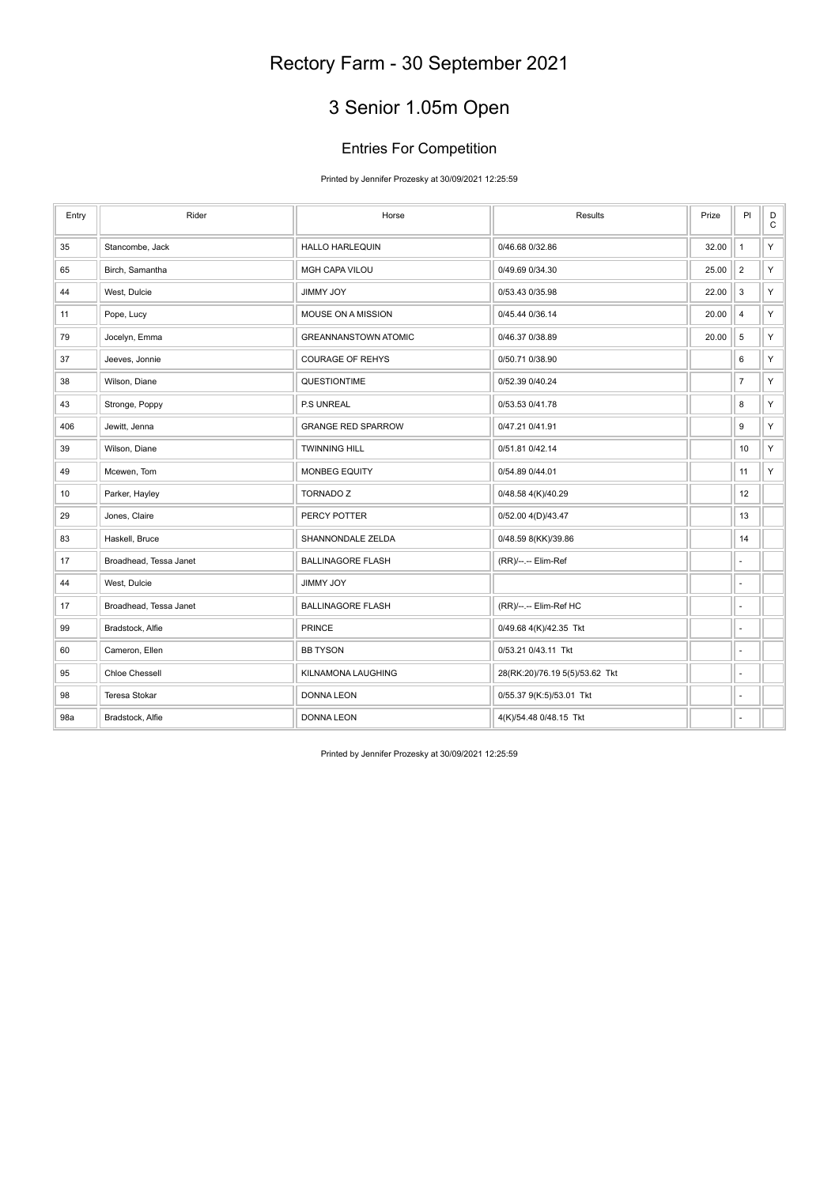# Rectory Farm - 30 September 2021

## 3 Senior 1.05m Open

### Entries For Competition

Printed by Jennifer Prozesky at 30/09/2021 12:25:59

| Entry | Rider | Horse | Results | Prize | Pl | D C |
|---|---|---|---|---|---|---|
| 35 | Stancombe, Jack | HALLO HARLEQUIN | 0/46.68 0/32.86 | 32.00 | 1 | Y |
| 65 | Birch, Samantha | MGH CAPA VILOU | 0/49.69 0/34.30 | 25.00 | 2 | Y |
| 44 | West, Dulcie | JIMMY JOY | 0/53.43 0/35.98 | 22.00 | 3 | Y |
| 11 | Pope, Lucy | MOUSE ON A MISSION | 0/45.44 0/36.14 | 20.00 | 4 | Y |
| 79 | Jocelyn, Emma | GREANNANSTOWN ATOMIC | 0/46.37 0/38.89 | 20.00 | 5 | Y |
| 37 | Jeeves, Jonnie | COURAGE OF REHYS | 0/50.71 0/38.90 | | 6 | Y |
| 38 | Wilson, Diane | QUESTIONTIME | 0/52.39 0/40.24 | | 7 | Y |
| 43 | Stronge, Poppy | P.S UNREAL | 0/53.53 0/41.78 | | 8 | Y |
| 406 | Jewitt, Jenna | GRANGE RED SPARROW | 0/47.21 0/41.91 | | 9 | Y |
| 39 | Wilson, Diane | TWINNING HILL | 0/51.81 0/42.14 | | 10 | Y |
| 49 | Mcewen, Tom | MONBEG EQUITY | 0/54.89 0/44.01 | | 11 | Y |
| 10 | Parker, Hayley | TORNADO Z | 0/48.58 4(K)/40.29 | | 12 | |
| 29 | Jones, Claire | PERCY POTTER | 0/52.00 4(D)/43.47 | | 13 | |
| 83 | Haskell, Bruce | SHANNONDALE ZELDA | 0/48.59 8(KK)/39.86 | | 14 | |
| 17 | Broadhead, Tessa Janet | BALLINAGORE FLASH | (RR)/--.-- Elim-Ref | | - | |
| 44 | West, Dulcie | JIMMY JOY | | | - | |
| 17 | Broadhead, Tessa Janet | BALLINAGORE FLASH | (RR)/--.-- Elim-Ref HC | | - | |
| 99 | Bradstock, Alfie | PRINCE | 0/49.68 4(K)/42.35 Tkt | | - | |
| 60 | Cameron, Ellen | BB TYSON | 0/53.21 0/43.11 Tkt | | - | |
| 95 | Chloe Chessell | KILNAMONA LAUGHING | 28(RK:20)/76.19 5(5)/53.62 Tkt | | - | |
| 98 | Teresa Stokar | DONNA LEON | 0/55.37 9(K:5)/53.01 Tkt | | - | |
| 98a | Bradstock, Alfie | DONNA LEON | 4(K)/54.48 0/48.15 Tkt | | - | |

Printed by Jennifer Prozesky at 30/09/2021 12:25:59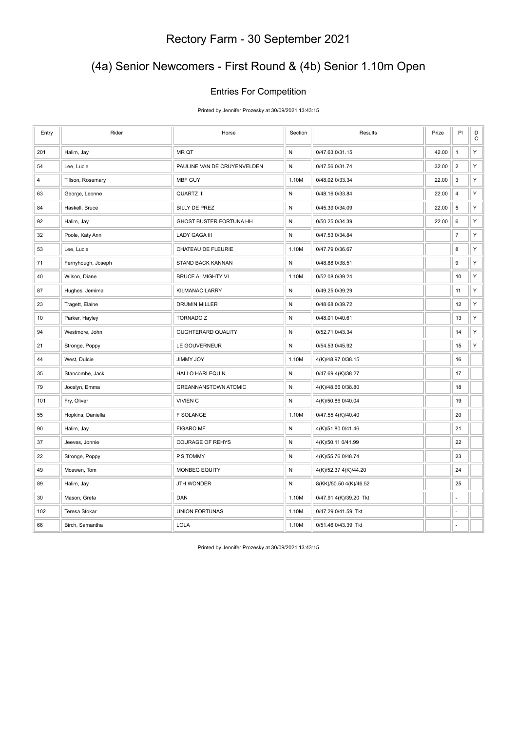# Rectory Farm - 30 September 2021

## (4a) Senior Newcomers - First Round & (4b) Senior 1.10m Open

### Entries For Competition

Printed by Jennifer Prozesky at 30/09/2021 13:43:15

| Entry | Rider | Horse | Section | Results | Prize | Pl | DC |
|---|---|---|---|---|---|---|---|
| 201 | Halim, Jay | MR QT | N | 0/47.63 0/31.15 | 42.00 | 1 | Y |
| 54 | Lee, Lucie | PAULINE VAN DE CRUYENVELDEN | N | 0/47.56 0/31.74 | 32.00 | 2 | Y |
| 4 | Tillson, Rosemary | MBF GUY | 1.10M | 0/48.02 0/33.34 | 22.00 | 3 | Y |
| 63 | George, Leonne | QUARTZ III | N | 0/48.16 0/33.84 | 22.00 | 4 | Y |
| 84 | Haskell, Bruce | BILLY DE PREZ | N | 0/45.39 0/34.09 | 22.00 | 5 | Y |
| 92 | Halim, Jay | GHOST BUSTER FORTUNA HH | N | 0/50.25 0/34.39 | 22.00 | 6 | Y |
| 32 | Poole, Katy Ann | LADY GAGA III | N | 0/47.53 0/34.84 | | 7 | Y |
| 53 | Lee, Lucie | CHATEAU DE FLEURIE | 1.10M | 0/47.79 0/36.67 | | 8 | Y |
| 71 | Fernyhough, Joseph | STAND BACK KANNAN | N | 0/48.88 0/38.51 | | 9 | Y |
| 40 | Wilson, Diane | BRUCE ALMIGHTY VI | 1.10M | 0/52.08 0/39.24 | | 10 | Y |
| 87 | Hughes, Jemima | KILMANAC LARRY | N | 0/49.25 0/39.29 | | 11 | Y |
| 23 | Tragett, Elaine | DRUMIN MILLER | N | 0/48.68 0/39.72 | | 12 | Y |
| 10 | Parker, Hayley | TORNADO Z | N | 0/48.01 0/40.61 | | 13 | Y |
| 94 | Westmore, John | OUGHTERARD QUALITY | N | 0/52.71 0/43.34 | | 14 | Y |
| 21 | Stronge, Poppy | LE GOUVERNEUR | N | 0/54.53 0/45.92 | | 15 | Y |
| 44 | West, Dulcie | JIMMY JOY | 1.10M | 4(K)/48.97 0/38.15 | | 16 | |
| 35 | Stancombe, Jack | HALLO HARLEQUIN | N | 0/47.69 4(K)/38.27 | | 17 | |
| 79 | Jocelyn, Emma | GREANNANSTOWN ATOMIC | N | 4(K)/48.66 0/38.80 | | 18 | |
| 101 | Fry, Oliver | VIVIEN C | N | 4(K)/50.86 0/40.04 | | 19 | |
| 55 | Hopkins, Daniella | F SOLANGE | 1.10M | 0/47.55 4(K)/40.40 | | 20 | |
| 90 | Halim, Jay | FIGARO MF | N | 4(K)/51.80 0/41.46 | | 21 | |
| 37 | Jeeves, Jonnie | COURAGE OF REHYS | N | 4(K)/50.11 0/41.99 | | 22 | |
| 22 | Stronge, Poppy | P.S TOMMY | N | 4(K)/55.76 0/48.74 | | 23 | |
| 49 | Mcewen, Tom | MONBEG EQUITY | N | 4(K)/52.37 4(K)/44.20 | | 24 | |
| 89 | Halim, Jay | JTH WONDER | N | 8(KK)/50.50 4(K)/46.52 | | 25 | |
| 30 | Mason, Greta | DAN | 1.10M | 0/47.91 4(K)/39.20 Tkt | | - | |
| 102 | Teresa Stokar | UNION FORTUNAS | 1.10M | 0/47.29 0/41.59 Tkt | | - | |
| 66 | Birch, Samantha | LOLA | 1.10M | 0/51.46 0/43.39 Tkt | | - | |

Printed by Jennifer Prozesky at 30/09/2021 13:43:15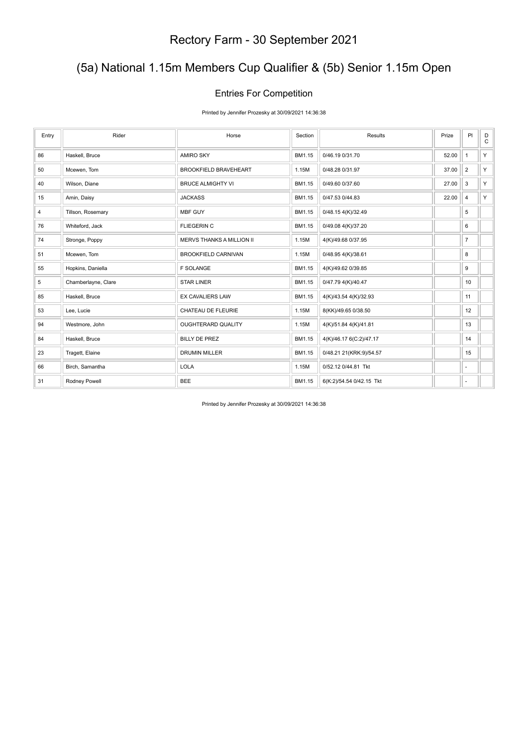# Rectory Farm - 30 September 2021

## (5a) National 1.15m Members Cup Qualifier & (5b) Senior 1.15m Open

### Entries For Competition

Printed by Jennifer Prozesky at 30/09/2021 14:36:38

| Entry | Rider | Horse | Section | Results | Prize | Pl | DC |
|---|---|---|---|---|---|---|---|
| 86 | Haskell, Bruce | AMIRO SKY | BM1.15 | 0/46.19 0/31.70 | 52.00 | 1 | Y |
| 50 | Mcewen, Tom | BROOKFIELD BRAVEHEART | 1.15M | 0/48.28 0/31.97 | 37.00 | 2 | Y |
| 40 | Wilson, Diane | BRUCE ALMIGHTY VI | BM1.15 | 0/49.60 0/37.60 | 27.00 | 3 | Y |
| 15 | Amin, Daisy | JACKASS | BM1.15 | 0/47.53 0/44.83 | 22.00 | 4 | Y |
| 4 | Tillson, Rosemary | MBF GUY | BM1.15 | 0/48.15 4(K)/32.49 | | 5 | |
| 76 | Whiteford, Jack | FLIEGERIN C | BM1.15 | 0/49.08 4(K)/37.20 | | 6 | |
| 74 | Stronge, Poppy | MERVS THANKS A MILLION II | 1.15M | 4(K)/49.68 0/37.95 | | 7 | |
| 51 | Mcewen, Tom | BROOKFIELD CARNIVAN | 1.15M | 0/48.95 4(K)/38.61 | | 8 | |
| 55 | Hopkins, Daniella | F SOLANGE | BM1.15 | 4(K)/49.62 0/39.85 | | 9 | |
| 5 | Chamberlayne, Clare | STAR LINER | BM1.15 | 0/47.79 4(K)/40.47 | | 10 | |
| 85 | Haskell, Bruce | EX CAVALIERS LAW | BM1.15 | 4(K)/43.54 4(K)/32.93 | | 11 | |
| 53 | Lee, Lucie | CHATEAU DE FLEURIE | 1.15M | 8(KK)/49.65 0/38.50 | | 12 | |
| 94 | Westmore, John | OUGHTERARD QUALITY | 1.15M | 4(K)/51.84 4(K)/41.81 | | 13 | |
| 84 | Haskell, Bruce | BILLY DE PREZ | BM1.15 | 4(K)/46.17 6(C:2)/47.17 | | 14 | |
| 23 | Tragett, Elaine | DRUMIN MILLER | BM1.15 | 0/48.21 21(KRK:9)/54.57 | | 15 | |
| 66 | Birch, Samantha | LOLA | 1.15M | 0/52.12 0/44.81 Tkt | | - | |
| 31 | Rodney Powell | BEE | BM1.15 | 6(K:2)/54.54 0/42.15 Tkt | | - | |

Printed by Jennifer Prozesky at 30/09/2021 14:36:38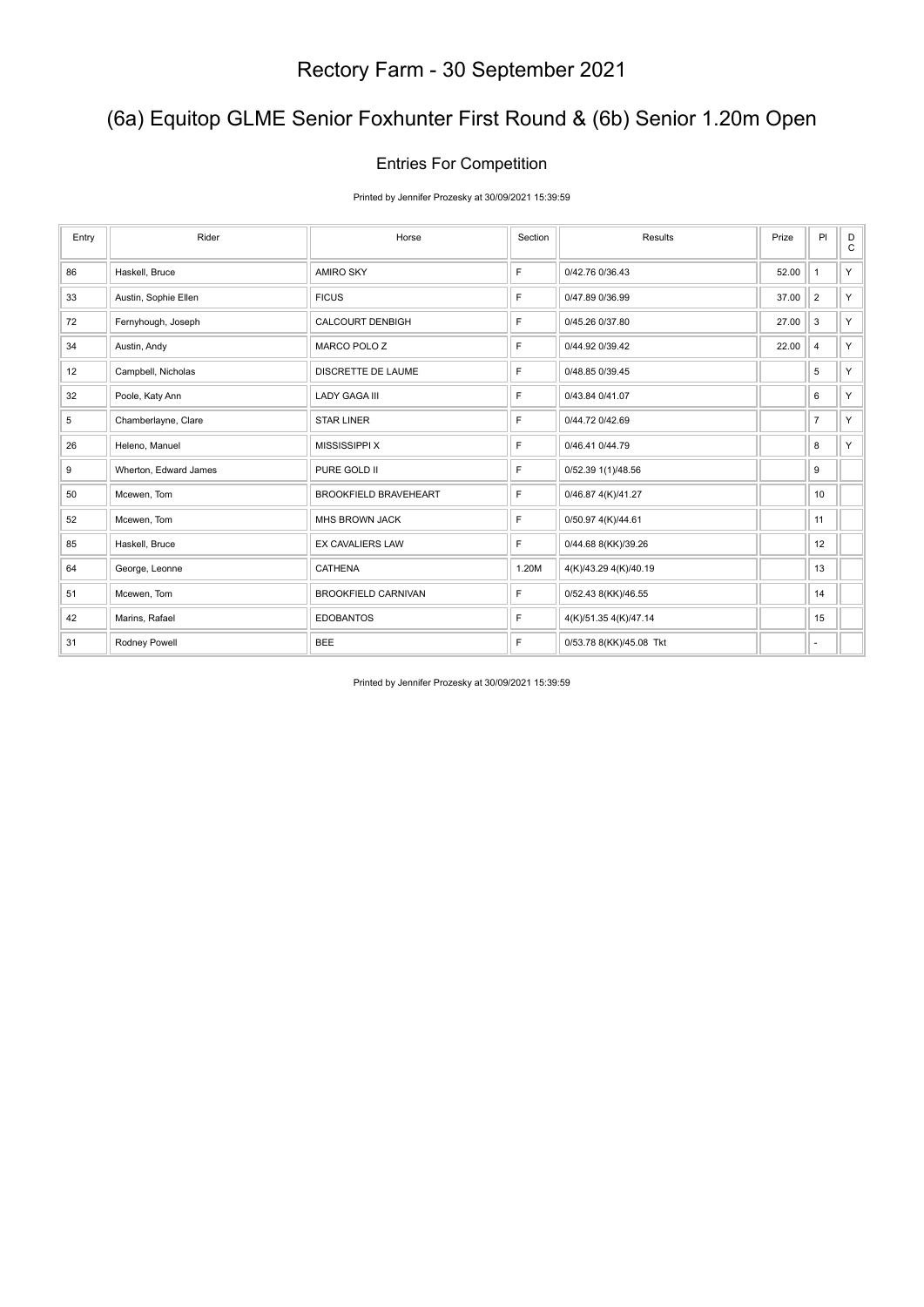# Rectory Farm - 30 September 2021

## (6a) Equitop GLME Senior Foxhunter First Round & (6b) Senior 1.20m Open

### Entries For Competition

Printed by Jennifer Prozesky at 30/09/2021 15:39:59

| Entry | Rider | Horse | Section | Results | Prize | Pl | DC |
|---|---|---|---|---|---|---|---|
| 86 | Haskell, Bruce | AMIRO SKY | F | 0/42.76 0/36.43 | 52.00 | 1 | Y |
| 33 | Austin, Sophie Ellen | FICUS | F | 0/47.89 0/36.99 | 37.00 | 2 | Y |
| 72 | Fernyhough, Joseph | CALCOURT DENBIGH | F | 0/45.26 0/37.80 | 27.00 | 3 | Y |
| 34 | Austin, Andy | MARCO POLO Z | F | 0/44.92 0/39.42 | 22.00 | 4 | Y |
| 12 | Campbell, Nicholas | DISCRETTE DE LAUME | F | 0/48.85 0/39.45 | | 5 | Y |
| 32 | Poole, Katy Ann | LADY GAGA III | F | 0/43.84 0/41.07 | | 6 | Y |
| 5 | Chamberlayne, Clare | STAR LINER | F | 0/44.72 0/42.69 | | 7 | Y |
| 26 | Heleno, Manuel | MISSISSIPPI X | F | 0/46.41 0/44.79 | | 8 | Y |
| 9 | Wherton, Edward James | PURE GOLD II | F | 0/52.39 1(1)/48.56 | | 9 | |
| 50 | Mcewen, Tom | BROOKFIELD BRAVEHEART | F | 0/46.87 4(K)/41.27 | | 10 | |
| 52 | Mcewen, Tom | MHS BROWN JACK | F | 0/50.97 4(K)/44.61 | | 11 | |
| 85 | Haskell, Bruce | EX CAVALIERS LAW | F | 0/44.68 8(KK)/39.26 | | 12 | |
| 64 | George, Leonne | CATHENA | 1.20M | 4(K)/43.29 4(K)/40.19 | | 13 | |
| 51 | Mcewen, Tom | BROOKFIELD CARNIVAN | F | 0/52.43 8(KK)/46.55 | | 14 | |
| 42 | Marins, Rafael | EDOBANTOS | F | 4(K)/51.35 4(K)/47.14 | | 15 | |
| 31 | Rodney Powell | BEE | F | 0/53.78 8(KK)/45.08 Tkt | | - | |

Printed by Jennifer Prozesky at 30/09/2021 15:39:59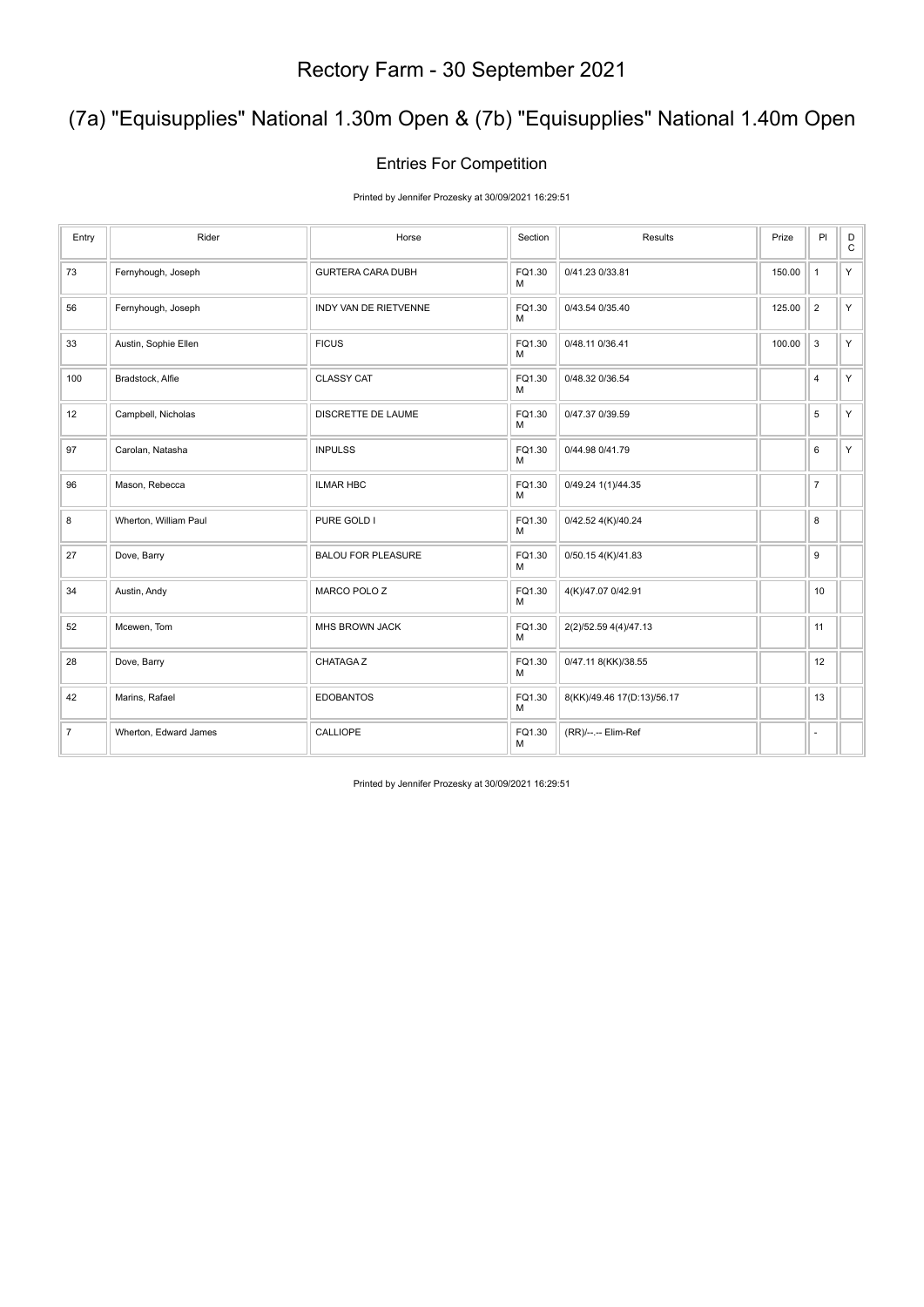# Rectory Farm - 30 September 2021

## (7a) "Equisupplies" National 1.30m Open & (7b) "Equisupplies" National 1.40m Open

### Entries For Competition

Printed by Jennifer Prozesky at 30/09/2021 16:29:51

| Entry | Rider | Horse | Section | Results | Prize | Pl | DC |
|---|---|---|---|---|---|---|---|
| 73 | Fernyhough, Joseph | GURTERA CARA DUBH | FQ1.30 M | 0/41.23 0/33.81 | 150.00 | 1 | Y |
| 56 | Fernyhough, Joseph | INDY VAN DE RIETVENNE | FQ1.30 M | 0/43.54 0/35.40 | 125.00 | 2 | Y |
| 33 | Austin, Sophie Ellen | FICUS | FQ1.30 M | 0/48.11 0/36.41 | 100.00 | 3 | Y |
| 100 | Bradstock, Alfie | CLASSY CAT | FQ1.30 M | 0/48.32 0/36.54 | | 4 | Y |
| 12 | Campbell, Nicholas | DISCRETTE DE LAUME | FQ1.30 M | 0/47.37 0/39.59 | | 5 | Y |
| 97 | Carolan, Natasha | INPULSS | FQ1.30 M | 0/44.98 0/41.79 | | 6 | Y |
| 96 | Mason, Rebecca | ILMAR HBC | FQ1.30 M | 0/49.24 1(1)/44.35 | | 7 | |
| 8 | Wherton, William Paul | PURE GOLD I | FQ1.30 M | 0/42.52 4(K)/40.24 | | 8 | |
| 27 | Dove, Barry | BALOU FOR PLEASURE | FQ1.30 M | 0/50.15 4(K)/41.83 | | 9 | |
| 34 | Austin, Andy | MARCO POLO Z | FQ1.30 M | 4(K)/47.07 0/42.91 | | 10 | |
| 52 | Mcewen, Tom | MHS BROWN JACK | FQ1.30 M | 2(2)/52.59 4(4)/47.13 | | 11 | |
| 28 | Dove, Barry | CHATAGA Z | FQ1.30 M | 0/47.11 8(KK)/38.55 | | 12 | |
| 42 | Marins, Rafael | EDOBANTOS | FQ1.30 M | 8(KK)/49.46 17(D:13)/56.17 | | 13 | |
| 7 | Wherton, Edward James | CALLIOPE | FQ1.30 M | (RR)/--.-- Elim-Ref | | - | |

Printed by Jennifer Prozesky at 30/09/2021 16:29:51